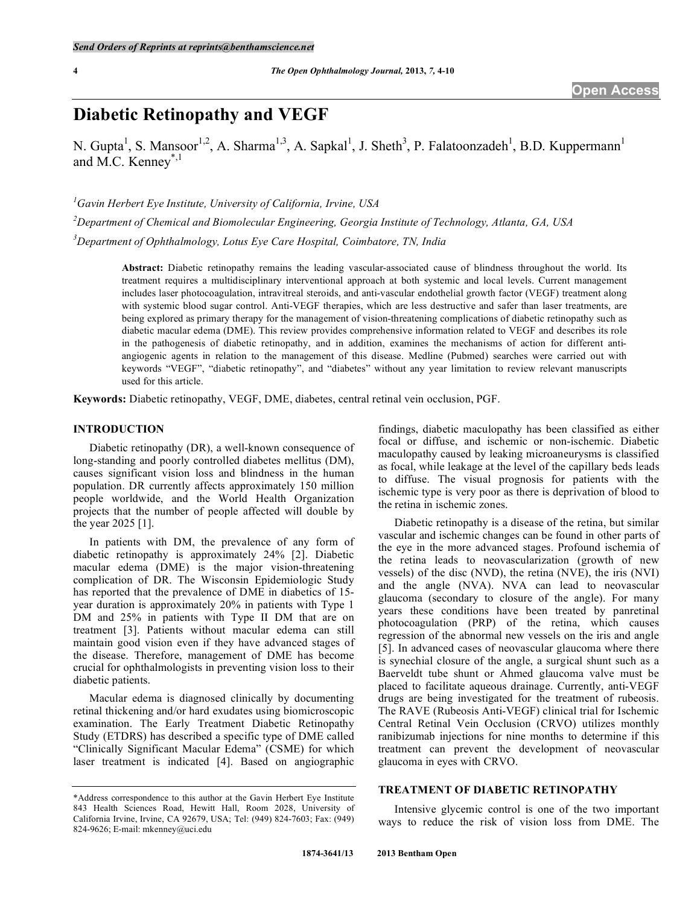# Diabetic Retinopathy and VEGF

N. Gupta[1], S. Mansoor[1,2], A. Sharma[1,3], A. Sapkal[1], J. Sheth[3], P. Falatoonzadeh[1], B.D. Kuppermann[1] and M.C. Kenney*[,1]

[1]Gavin Herbert Eye Institute, University of California, Irvine, USA

[2]Department of Chemical and Biomolecular Engineering, Georgia Institute of Technology, Atlanta, GA, USA

[3]Department of Ophthalmology, Lotus Eye Care Hospital, Coimbatore, TN, India

**Abstract:** Diabetic retinopathy remains the leading vascular-associated cause of blindness throughout the world. Its treatment requires a multidisciplinary interventional approach at both systemic and local levels. Current management includes laser photocoagulation, intravitreal steroids, and anti-vascular endothelial growth factor (VEGF) treatment along with systemic blood sugar control. Anti-VEGF therapies, which are less destructive and safer than laser treatments, are being explored as primary therapy for the management of vision-threatening complications of diabetic retinopathy such as diabetic macular edema (DME). This review provides comprehensive information related to VEGF and describes its role in the pathogenesis of diabetic retinopathy, and in addition, examines the mechanisms of action for different anti-angiogenic agents in relation to the management of this disease. Medline (Pubmed) searches were carried out with keywords "VEGF", "diabetic retinopathy", and "diabetes" without any year limitation to review relevant manuscripts used for this article.

**Keywords:** Diabetic retinopathy, VEGF, DME, diabetes, central retinal vein occlusion, PGF.

## INTRODUCTION

Diabetic retinopathy (DR), a well-known consequence of long-standing and poorly controlled diabetes mellitus (DM), causes significant vision loss and blindness in the human population. DR currently affects approximately 150 million people worldwide, and the World Health Organization projects that the number of people affected will double by the year 2025 [1].

In patients with DM, the prevalence of any form of diabetic retinopathy is approximately 24% [2]. Diabetic macular edema (DME) is the major vision-threatening complication of DR. The Wisconsin Epidemiologic Study has reported that the prevalence of DME in diabetics of 15-year duration is approximately 20% in patients with Type 1 DM and 25% in patients with Type II DM that are on treatment [3]. Patients without macular edema can still maintain good vision even if they have advanced stages of the disease. Therefore, management of DME has become crucial for ophthalmologists in preventing vision loss to their diabetic patients.

Macular edema is diagnosed clinically by documenting retinal thickening and/or hard exudates using biomicroscopic examination. The Early Treatment Diabetic Retinopathy Study (ETDRS) has described a specific type of DME called "Clinically Significant Macular Edema" (CSME) for which laser treatment is indicated [4]. Based on angiographic findings, diabetic maculopathy has been classified as either focal or diffuse, and ischemic or non-ischemic. Diabetic maculopathy caused by leaking microaneurysms is classified as focal, while leakage at the level of the capillary beds leads to diffuse. The visual prognosis for patients with the ischemic type is very poor as there is deprivation of blood to the retina in ischemic zones.

Diabetic retinopathy is a disease of the retina, but similar vascular and ischemic changes can be found in other parts of the eye in the more advanced stages. Profound ischemia of the retina leads to neovascularization (growth of new vessels) of the disc (NVD), the retina (NVE), the iris (NVI) and the angle (NVA). NVA can lead to neovascular glaucoma (secondary to closure of the angle). For many years these conditions have been treated by panretinal photocoagulation (PRP) of the retina, which causes regression of the abnormal new vessels on the iris and angle [5]. In advanced cases of neovascular glaucoma where there is synechial closure of the angle, a surgical shunt such as a Baerveldt tube shunt or Ahmed glaucoma valve must be placed to facilitate aqueous drainage. Currently, anti-VEGF drugs are being investigated for the treatment of rubeosis. The RAVE (Rubeosis Anti-VEGF) clinical trial for Ischemic Central Retinal Vein Occlusion (CRVO) utilizes monthly ranibizumab injections for nine months to determine if this treatment can prevent the development of neovascular glaucoma in eyes with CRVO.

## TREATMENT OF DIABETIC RETINOPATHY

Intensive glycemic control is one of the two important ways to reduce the risk of vision loss from DME. The

*Address correspondence to this author at the Gavin Herbert Eye Institute 843 Health Sciences Road, Hewitt Hall, Room 2028, University of California Irvine, Irvine, CA 92679, USA; Tel: (949) 824-7603; Fax: (949) 824-9626; E-mail: mkenney@uci.edu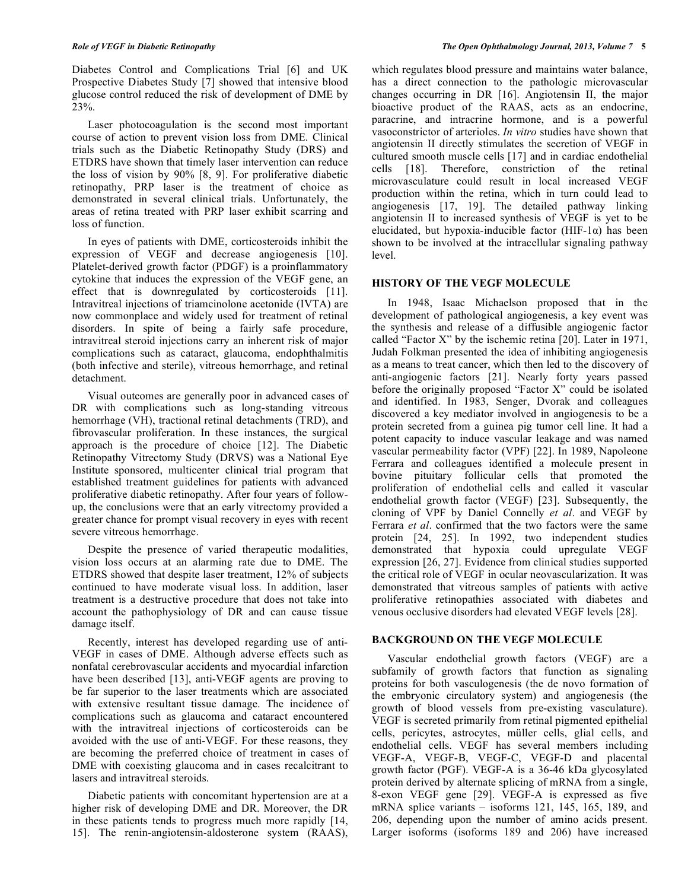Diabetes Control and Complications Trial [6] and UK Prospective Diabetes Study [7] showed that intensive blood glucose control reduced the risk of development of DME by 23%.

Laser photocoagulation is the second most important course of action to prevent vision loss from DME. Clinical trials such as the Diabetic Retinopathy Study (DRS) and ETDRS have shown that timely laser intervention can reduce the loss of vision by 90% [8, 9]. For proliferative diabetic retinopathy, PRP laser is the treatment of choice as demonstrated in several clinical trials. Unfortunately, the areas of retina treated with PRP laser exhibit scarring and loss of function.

In eyes of patients with DME, corticosteroids inhibit the expression of VEGF and decrease angiogenesis [10]. Platelet-derived growth factor (PDGF) is a proinflammatory cytokine that induces the expression of the VEGF gene, an effect that is downregulated by corticosteroids [11]. Intravitreal injections of triamcinolone acetonide (IVTA) are now commonplace and widely used for treatment of retinal disorders. In spite of being a fairly safe procedure, intravitreal steroid injections carry an inherent risk of major complications such as cataract, glaucoma, endophthalmitis (both infective and sterile), vitreous hemorrhage, and retinal detachment.

Visual outcomes are generally poor in advanced cases of DR with complications such as long-standing vitreous hemorrhage (VH), tractional retinal detachments (TRD), and fibrovascular proliferation. In these instances, the surgical approach is the procedure of choice [12]. The Diabetic Retinopathy Vitrectomy Study (DRVS) was a National Eye Institute sponsored, multicenter clinical trial program that established treatment guidelines for patients with advanced proliferative diabetic retinopathy. After four years of follow-up, the conclusions were that an early vitrectomy provided a greater chance for prompt visual recovery in eyes with recent severe vitreous hemorrhage.

Despite the presence of varied therapeutic modalities, vision loss occurs at an alarming rate due to DME. The ETDRS showed that despite laser treatment, 12% of subjects continued to have moderate visual loss. In addition, laser treatment is a destructive procedure that does not take into account the pathophysiology of DR and can cause tissue damage itself.

Recently, interest has developed regarding use of anti-VEGF in cases of DME. Although adverse effects such as nonfatal cerebrovascular accidents and myocardial infarction have been described [13], anti-VEGF agents are proving to be far superior to the laser treatments which are associated with extensive resultant tissue damage. The incidence of complications such as glaucoma and cataract encountered with the intravitreal injections of corticosteroids can be avoided with the use of anti-VEGF. For these reasons, they are becoming the preferred choice of treatment in cases of DME with coexisting glaucoma and in cases recalcitrant to lasers and intravitreal steroids.

Diabetic patients with concomitant hypertension are at a higher risk of developing DME and DR. Moreover, the DR in these patients tends to progress much more rapidly [14, 15]. The renin-angiotensin-aldosterone system (RAAS), which regulates blood pressure and maintains water balance, has a direct connection to the pathologic microvascular changes occurring in DR [16]. Angiotensin II, the major bioactive product of the RAAS, acts as an endocrine, paracrine, and intracrine hormone, and is a powerful vasoconstrictor of arterioles. *In vitro* studies have shown that angiotensin II directly stimulates the secretion of VEGF in cultured smooth muscle cells [17] and in cardiac endothelial cells [18]. Therefore, constriction of the retinal microvasculature could result in local increased VEGF production within the retina, which in turn could lead to angiogenesis [17, 19]. The detailed pathway linking angiotensin II to increased synthesis of VEGF is yet to be elucidated, but hypoxia-inducible factor (HIF-1α) has been shown to be involved at the intracellular signaling pathway level.

## HISTORY OF THE VEGF MOLECULE

In 1948, Isaac Michaelson proposed that in the development of pathological angiogenesis, a key event was the synthesis and release of a diffusible angiogenic factor called "Factor X" by the ischemic retina [20]. Later in 1971, Judah Folkman presented the idea of inhibiting angiogenesis as a means to treat cancer, which then led to the discovery of anti-angiogenic factors [21]. Nearly forty years passed before the originally proposed "Factor X" could be isolated and identified. In 1983, Senger, Dvorak and colleagues discovered a key mediator involved in angiogenesis to be a protein secreted from a guinea pig tumor cell line. It had a potent capacity to induce vascular leakage and was named vascular permeability factor (VPF) [22]. In 1989, Napoleone Ferrara and colleagues identified a molecule present in bovine pituitary follicular cells that promoted the proliferation of endothelial cells and called it vascular endothelial growth factor (VEGF) [23]. Subsequently, the cloning of VPF by Daniel Connelly *et al*. and VEGF by Ferrara *et al*. confirmed that the two factors were the same protein [24, 25]. In 1992, two independent studies demonstrated that hypoxia could upregulate VEGF expression [26, 27]. Evidence from clinical studies supported the critical role of VEGF in ocular neovascularization. It was demonstrated that vitreous samples of patients with active proliferative retinopathies associated with diabetes and venous occlusive disorders had elevated VEGF levels [28].

## BACKGROUND ON THE VEGF MOLECULE

Vascular endothelial growth factors (VEGF) are a subfamily of growth factors that function as signaling proteins for both vasculogenesis (the de novo formation of the embryonic circulatory system) and angiogenesis (the growth of blood vessels from pre-existing vasculature). VEGF is secreted primarily from retinal pigmented epithelial cells, pericytes, astrocytes, müller cells, glial cells, and endothelial cells. VEGF has several members including VEGF-A, VEGF-B, VEGF-C, VEGF-D and placental growth factor (PGF). VEGF-A is a 36-46 kDa glycosylated protein derived by alternate splicing of mRNA from a single, 8-exon VEGF gene [29]. VEGF-A is expressed as five mRNA splice variants – isoforms 121, 145, 165, 189, and 206, depending upon the number of amino acids present. Larger isoforms (isoforms 189 and 206) have increased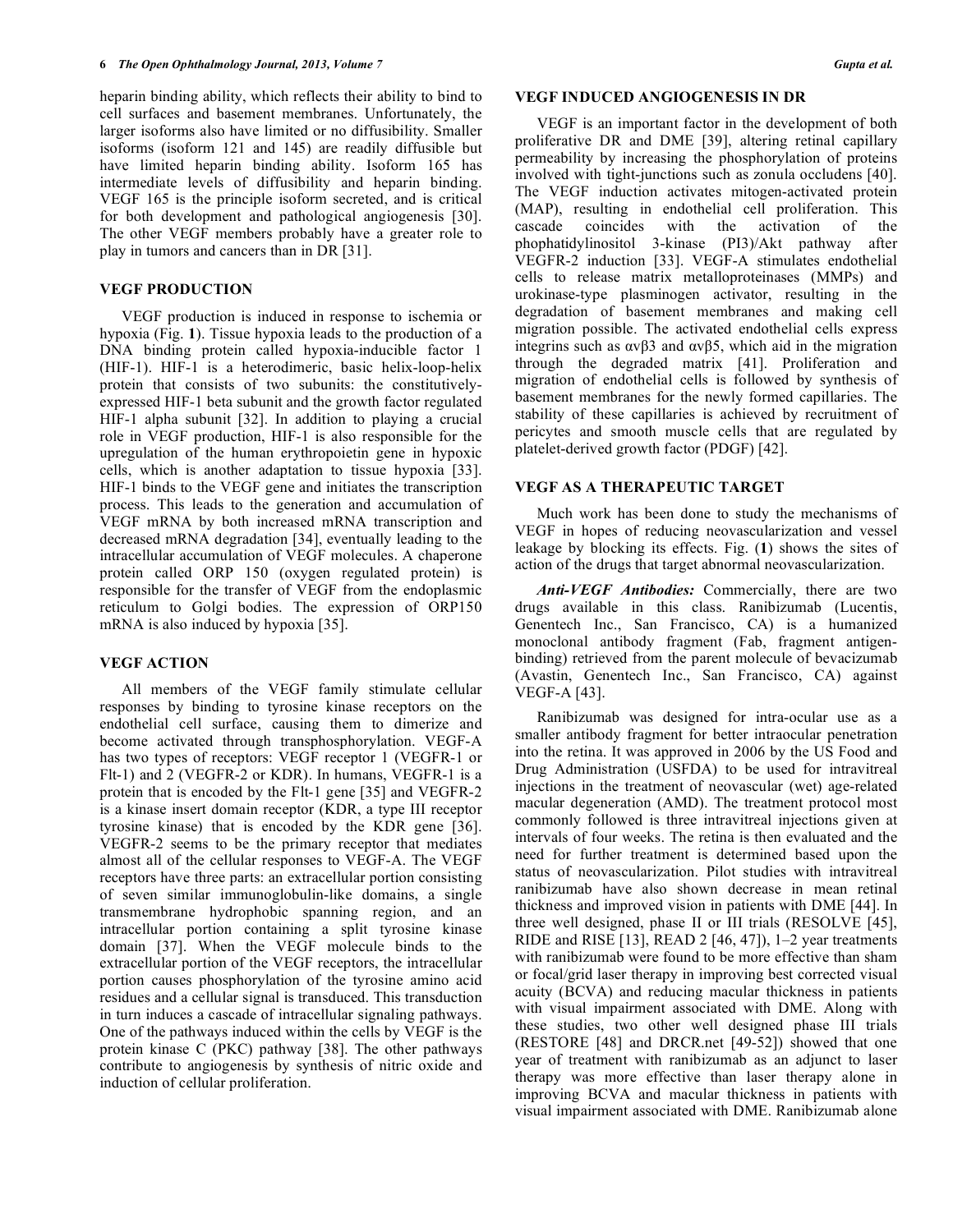heparin binding ability, which reflects their ability to bind to cell surfaces and basement membranes. Unfortunately, the larger isoforms also have limited or no diffusibility. Smaller isoforms (isoform 121 and 145) are readily diffusible but have limited heparin binding ability. Isoform 165 has intermediate levels of diffusibility and heparin binding. VEGF 165 is the principle isoform secreted, and is critical for both development and pathological angiogenesis [30]. The other VEGF members probably have a greater role to play in tumors and cancers than in DR [31].

## VEGF PRODUCTION

VEGF production is induced in response to ischemia or hypoxia (Fig. **1**). Tissue hypoxia leads to the production of a DNA binding protein called hypoxia-inducible factor 1 (HIF-1). HIF-1 is a heterodimeric, basic helix-loop-helix protein that consists of two subunits: the constitutively-expressed HIF-1 beta subunit and the growth factor regulated HIF-1 alpha subunit [32]. In addition to playing a crucial role in VEGF production, HIF-1 is also responsible for the upregulation of the human erythropoietin gene in hypoxic cells, which is another adaptation to tissue hypoxia [33]. HIF-1 binds to the VEGF gene and initiates the transcription process. This leads to the generation and accumulation of VEGF mRNA by both increased mRNA transcription and decreased mRNA degradation [34], eventually leading to the intracellular accumulation of VEGF molecules. A chaperone protein called ORP 150 (oxygen regulated protein) is responsible for the transfer of VEGF from the endoplasmic reticulum to Golgi bodies. The expression of ORP150 mRNA is also induced by hypoxia [35].

## VEGF ACTION

All members of the VEGF family stimulate cellular responses by binding to tyrosine kinase receptors on the endothelial cell surface, causing them to dimerize and become activated through transphosphorylation. VEGF-A has two types of receptors: VEGF receptor 1 (VEGFR-1 or Flt-1) and 2 (VEGFR-2 or KDR). In humans, VEGFR-1 is a protein that is encoded by the Flt-1 gene [35] and VEGFR-2 is a kinase insert domain receptor (KDR, a type III receptor tyrosine kinase) that is encoded by the KDR gene [36]. VEGFR-2 seems to be the primary receptor that mediates almost all of the cellular responses to VEGF-A. The VEGF receptors have three parts: an extracellular portion consisting of seven similar immunoglobulin-like domains, a single transmembrane hydrophobic spanning region, and an intracellular portion containing a split tyrosine kinase domain [37]. When the VEGF molecule binds to the extracellular portion of the VEGF receptors, the intracellular portion causes phosphorylation of the tyrosine amino acid residues and a cellular signal is transduced. This transduction in turn induces a cascade of intracellular signaling pathways. One of the pathways induced within the cells by VEGF is the protein kinase C (PKC) pathway [38]. The other pathways contribute to angiogenesis by synthesis of nitric oxide and induction of cellular proliferation.

## VEGF INDUCED ANGIOGENESIS IN DR

VEGF is an important factor in the development of both proliferative DR and DME [39], altering retinal capillary permeability by increasing the phosphorylation of proteins involved with tight-junctions such as zonula occludens [40]. The VEGF induction activates mitogen-activated protein (MAP), resulting in endothelial cell proliferation. This cascade coincides with the activation of the phophatidylinositol 3-kinase (PI3)/Akt pathway after VEGFR-2 induction [33]. VEGF-A stimulates endothelial cells to release matrix metalloproteinases (MMPs) and urokinase-type plasminogen activator, resulting in the degradation of basement membranes and making cell migration possible. The activated endothelial cells express integrins such as αvβ3 and αvβ5, which aid in the migration through the degraded matrix [41]. Proliferation and migration of endothelial cells is followed by synthesis of basement membranes for the newly formed capillaries. The stability of these capillaries is achieved by recruitment of pericytes and smooth muscle cells that are regulated by platelet-derived growth factor (PDGF) [42].

## VEGF AS A THERAPEUTIC TARGET

Much work has been done to study the mechanisms of VEGF in hopes of reducing neovascularization and vessel leakage by blocking its effects. Fig. (**1**) shows the sites of action of the drugs that target abnormal neovascularization.

***Anti-VEGF Antibodies:*** Commercially, there are two drugs available in this class. Ranibizumab (Lucentis, Genentech Inc., San Francisco, CA) is a humanized monoclonal antibody fragment (Fab, fragment antigen-binding) retrieved from the parent molecule of bevacizumab (Avastin, Genentech Inc., San Francisco, CA) against VEGF-A [43].

Ranibizumab was designed for intra-ocular use as a smaller antibody fragment for better intraocular penetration into the retina. It was approved in 2006 by the US Food and Drug Administration (USFDA) to be used for intravitreal injections in the treatment of neovascular (wet) age-related macular degeneration (AMD). The treatment protocol most commonly followed is three intravitreal injections given at intervals of four weeks. The retina is then evaluated and the need for further treatment is determined based upon the status of neovascularization. Pilot studies with intravitreal ranibizumab have also shown decrease in mean retinal thickness and improved vision in patients with DME [44]. In three well designed, phase II or III trials (RESOLVE [45], RIDE and RISE [13], READ 2 [46, 47]), 1–2 year treatments with ranibizumab were found to be more effective than sham or focal/grid laser therapy in improving best corrected visual acuity (BCVA) and reducing macular thickness in patients with visual impairment associated with DME. Along with these studies, two other well designed phase III trials (RESTORE [48] and DRCR.net [49-52]) showed that one year of treatment with ranibizumab as an adjunct to laser therapy was more effective than laser therapy alone in improving BCVA and macular thickness in patients with visual impairment associated with DME. Ranibizumab alone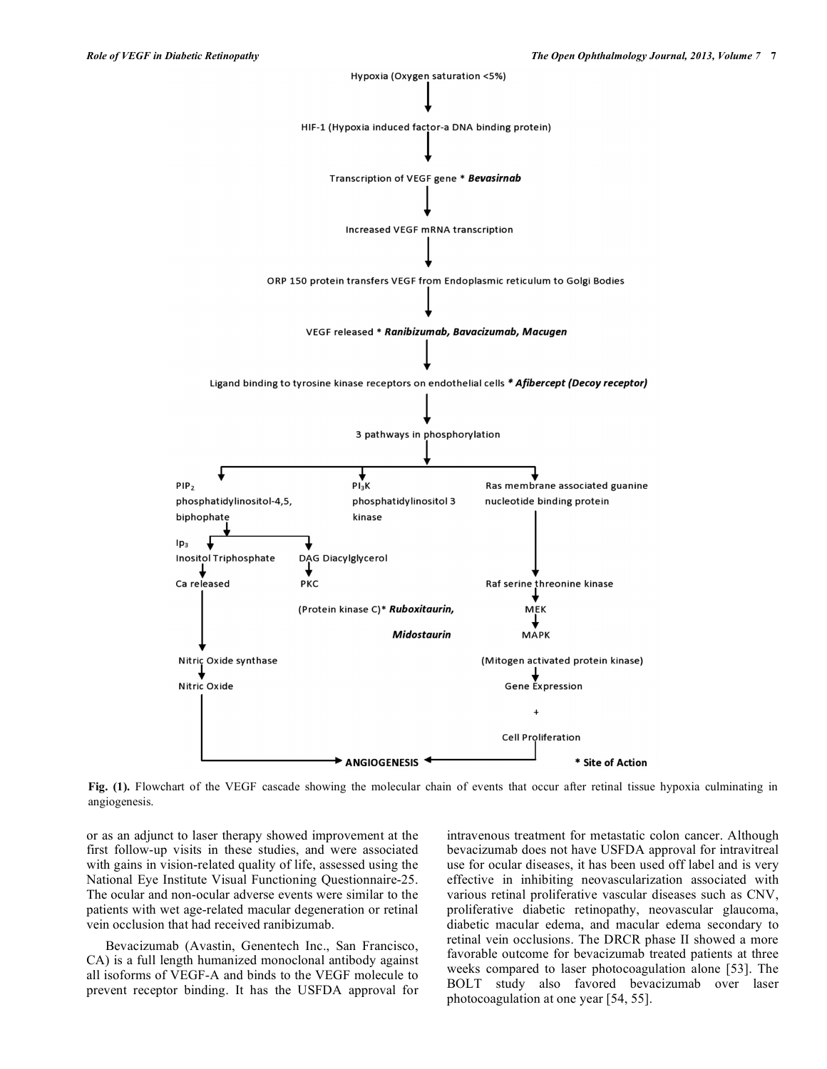Hypoxia (Oxygen saturation <5%)

↓

HIF-1 (Hypoxia induced factor-a DNA binding protein)

↓

Transcription of VEGF gene * ***Bevasirnab***

↓

Increased VEGF mRNA transcription

↓

ORP 150 protein transfers VEGF from Endoplasmic reticulum to Golgi Bodies

↓

VEGF released * ***Ranibizumab, Bavacizumab, Macugen***

↓

Ligand binding to tyrosine kinase receptors on endothelial cells * ***Afibercept (Decoy receptor)***

↓

3 pathways in phosphorylation

- $PIP_2$ phosphatidylinositol-4,5, biphophate
  - $Ip_3$ Inositol Triphosphate → Ca released → Nitric Oxide synthase → Nitric Oxide → ANGIOGENESIS
  - DAG Diacylglycerol → PKC (Protein kinase C)* ***Ruboxitaurin, Midostaurin***
- $PI_3K$ phosphatidylinositol 3 kinase
- Ras membrane associated guanine nucleotide binding protein → Raf serine threonine kinase → MEK → MAPK (Mitogen activated protein kinase) → Gene Expression + Cell Proliferation → ANGIOGENESIS

\* Site of Action

**Fig. (1).** Flowchart of the VEGF cascade showing the molecular chain of events that occur after retinal tissue hypoxia culminating in angiogenesis.

or as an adjunct to laser therapy showed improvement at the first follow-up visits in these studies, and were associated with gains in vision-related quality of life, assessed using the National Eye Institute Visual Functioning Questionnaire-25. The ocular and non-ocular adverse events were similar to the patients with wet age-related macular degeneration or retinal vein occlusion that had received ranibizumab.

Bevacizumab (Avastin, Genentech Inc., San Francisco, CA) is a full length humanized monoclonal antibody against all isoforms of VEGF-A and binds to the VEGF molecule to prevent receptor binding. It has the USFDA approval for intravenous treatment for metastatic colon cancer. Although bevacizumab does not have USFDA approval for intravitreal use for ocular diseases, it has been used off label and is very effective in inhibiting neovascularization associated with various retinal proliferative vascular diseases such as CNV, proliferative diabetic retinopathy, neovascular glaucoma, diabetic macular edema, and macular edema secondary to retinal vein occlusions. The DRCR phase II showed a more favorable outcome for bevacizumab treated patients at three weeks compared to laser photocoagulation alone [53]. The BOLT study also favored bevacizumab over laser photocoagulation at one year [54, 55].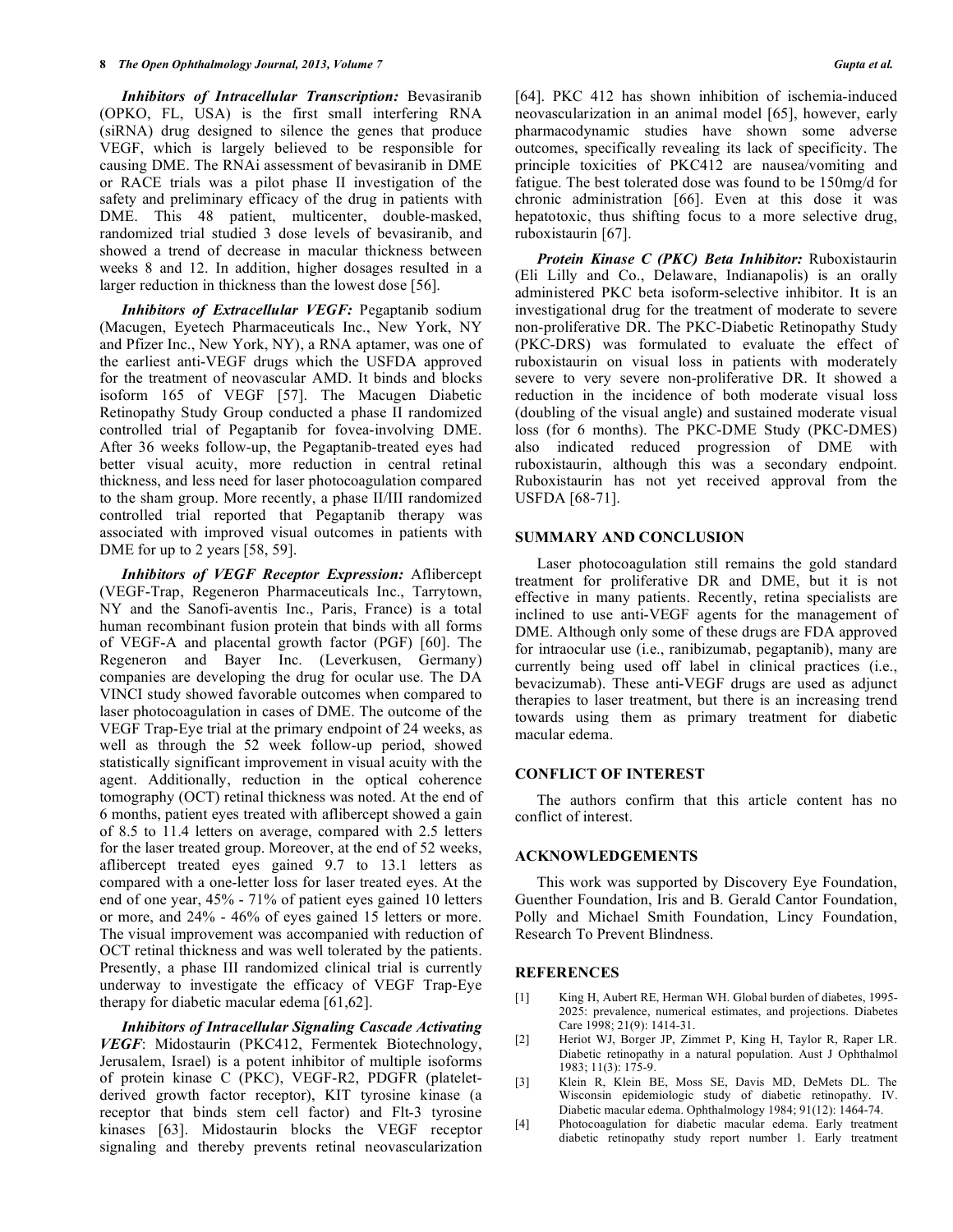***Inhibitors of Intracellular Transcription:*** Bevasiranib (OPKO, FL, USA) is the first small interfering RNA (siRNA) drug designed to silence the genes that produce VEGF, which is largely believed to be responsible for causing DME. The RNAi assessment of bevasiranib in DME or RACE trials was a pilot phase II investigation of the safety and preliminary efficacy of the drug in patients with DME. This 48 patient, multicenter, double-masked, randomized trial studied 3 dose levels of bevasiranib, and showed a trend of decrease in macular thickness between weeks 8 and 12. In addition, higher dosages resulted in a larger reduction in thickness than the lowest dose [56].

***Inhibitors of Extracellular VEGF:*** Pegaptanib sodium (Macugen, Eyetech Pharmaceuticals Inc., New York, NY and Pfizer Inc., New York, NY), a RNA aptamer, was one of the earliest anti-VEGF drugs which the USFDA approved for the treatment of neovascular AMD. It binds and blocks isoform 165 of VEGF [57]. The Macugen Diabetic Retinopathy Study Group conducted a phase II randomized controlled trial of Pegaptanib for fovea-involving DME. After 36 weeks follow-up, the Pegaptanib-treated eyes had better visual acuity, more reduction in central retinal thickness, and less need for laser photocoagulation compared to the sham group. More recently, a phase II/III randomized controlled trial reported that Pegaptanib therapy was associated with improved visual outcomes in patients with DME for up to 2 years [58, 59].

***Inhibitors of VEGF Receptor Expression:*** Aflibercept (VEGF-Trap, Regeneron Pharmaceuticals Inc., Tarrytown, NY and the Sanofi-aventis Inc., Paris, France) is a total human recombinant fusion protein that binds with all forms of VEGF-A and placental growth factor (PGF) [60]. The Regeneron and Bayer Inc. (Leverkusen, Germany) companies are developing the drug for ocular use. The DA VINCI study showed favorable outcomes when compared to laser photocoagulation in cases of DME. The outcome of the VEGF Trap-Eye trial at the primary endpoint of 24 weeks, as well as through the 52 week follow-up period, showed statistically significant improvement in visual acuity with the agent. Additionally, reduction in the optical coherence tomography (OCT) retinal thickness was noted. At the end of 6 months, patient eyes treated with aflibercept showed a gain of 8.5 to 11.4 letters on average, compared with 2.5 letters for the laser treated group. Moreover, at the end of 52 weeks, aflibercept treated eyes gained 9.7 to 13.1 letters as compared with a one-letter loss for laser treated eyes. At the end of one year, 45% - 71% of patient eyes gained 10 letters or more, and 24% - 46% of eyes gained 15 letters or more. The visual improvement was accompanied with reduction of OCT retinal thickness and was well tolerated by the patients. Presently, a phase III randomized clinical trial is currently underway to investigate the efficacy of VEGF Trap-Eye therapy for diabetic macular edema [61,62].

***Inhibitors of Intracellular Signaling Cascade Activating VEGF***: Midostaurin (PKC412, Fermentek Biotechnology, Jerusalem, Israel) is a potent inhibitor of multiple isoforms of protein kinase C (PKC), VEGF-R2, PDGFR (platelet-derived growth factor receptor), KIT tyrosine kinase (a receptor that binds stem cell factor) and Flt-3 tyrosine kinases [63]. Midostaurin blocks the VEGF receptor signaling and thereby prevents retinal neovascularization [64]. PKC 412 has shown inhibition of ischemia-induced neovascularization in an animal model [65], however, early pharmacodynamic studies have shown some adverse outcomes, specifically revealing its lack of specificity. The principle toxicities of PKC412 are nausea/vomiting and fatigue. The best tolerated dose was found to be 150mg/d for chronic administration [66]. Even at this dose it was hepatotoxic, thus shifting focus to a more selective drug, ruboxistaurin [67].

***Protein Kinase C (PKC) Beta Inhibitor:*** Ruboxistaurin (Eli Lilly and Co., Delaware, Indianapolis) is an orally administered PKC beta isoform-selective inhibitor. It is an investigational drug for the treatment of moderate to severe non-proliferative DR. The PKC-Diabetic Retinopathy Study (PKC-DRS) was formulated to evaluate the effect of ruboxistaurin on visual loss in patients with moderately severe to very severe non-proliferative DR. It showed a reduction in the incidence of both moderate visual loss (doubling of the visual angle) and sustained moderate visual loss (for 6 months). The PKC-DME Study (PKC-DMES) also indicated reduced progression of DME with ruboxistaurin, although this was a secondary endpoint. Ruboxistaurin has not yet received approval from the USFDA [68-71].

## SUMMARY AND CONCLUSION

Laser photocoagulation still remains the gold standard treatment for proliferative DR and DME, but it is not effective in many patients. Recently, retina specialists are inclined to use anti-VEGF agents for the management of DME. Although only some of these drugs are FDA approved for intraocular use (i.e., ranibizumab, pegaptanib), many are currently being used off label in clinical practices (i.e., bevacizumab). These anti-VEGF drugs are used as adjunct therapies to laser treatment, but there is an increasing trend towards using them as primary treatment for diabetic macular edema.

## CONFLICT OF INTEREST

The authors confirm that this article content has no conflict of interest.

## ACKNOWLEDGEMENTS

This work was supported by Discovery Eye Foundation, Guenther Foundation, Iris and B. Gerald Cantor Foundation, Polly and Michael Smith Foundation, Lincy Foundation, Research To Prevent Blindness.

## REFERENCES

[1] King H, Aubert RE, Herman WH. Global burden of diabetes, 1995-2025: prevalence, numerical estimates, and projections. Diabetes Care 1998; 21(9): 1414-31.

[2] Heriot WJ, Borger JP, Zimmet P, King H, Taylor R, Raper LR. Diabetic retinopathy in a natural population. Aust J Ophthalmol 1983; 11(3): 175-9.

[3] Klein R, Klein BE, Moss SE, Davis MD, DeMets DL. The Wisconsin epidemiologic study of diabetic retinopathy. IV. Diabetic macular edema. Ophthalmology 1984; 91(12): 1464-74.

[4] Photocoagulation for diabetic macular edema. Early treatment diabetic retinopathy study report number 1. Early treatment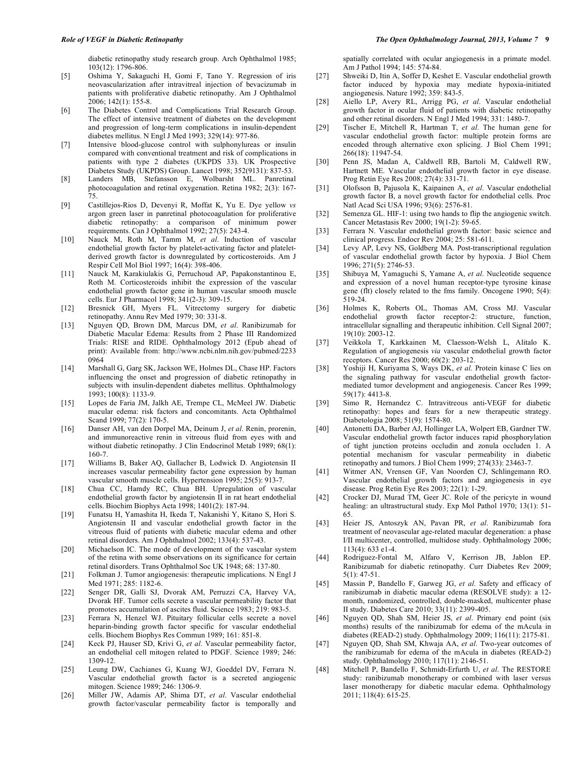diabetic retinopathy study research group. Arch Ophthalmol 1985; 103(12): 1796-806.

- [5] Oshima Y, Sakaguchi H, Gomi F, Tano Y. Regression of iris neovascularization after intravitreal injection of bevacizumab in patients with proliferative diabetic retinopathy. Am J Ophthalmol 2006; 142(1): 155-8.
- [6] The Diabetes Control and Complications Trial Research Group. The effect of intensive treatment of diabetes on the development and progression of long-term complications in insulin-dependent diabetes mellitus. N Engl J Med 1993; 329(14): 977-86.
- [7] Intensive blood-glucose control with sulphonylureas or insulin compared with conventional treatment and risk of complications in patients with type 2 diabetes (UKPDS 33). UK Prospective Diabetes Study (UKPDS) Group. Lancet 1998; 352(9131): 837-53.
- [8] Landers MB, Stefansson E, Wolbarsht ML. Panretinal photocoagulation and retinal oxygenation. Retina 1982; 2(3): 167-75.
- [9] Castillejos-Rios D, Devenyi R, Moffat K, Yu E. Dye yellow *vs* argon green laser in panretinal photocoagulation for proliferative diabetic retinopathy: a comparison of minimum power requirements. Can J Ophthalmol 1992; 27(5): 243-4.
- [10] Nauck M, Roth M, Tamm M, *et al*. Induction of vascular endothelial growth factor by platelet-activating factor and platelet-derived growth factor is downregulated by corticosteroids. Am J Respir Cell Mol Biol 1997; 16(4): 398-406.
- [11] Nauck M, Karakiulakis G, Perruchoud AP, Papakonstantinou E, Roth M. Corticosteroids inhibit the expression of the vascular endothelial growth factor gene in human vascular smooth muscle cells. Eur J Pharmacol 1998; 341(2-3): 309-15.
- [12] Bresnick GH, Myers FL. Vitrectomy surgery for diabetic retinopathy. Annu Rev Med 1979; 30: 331-8.
- [13] Nguyen QD, Brown DM, Marcus DM, *et al*. Ranibizumab for Diabetic Macular Edema: Results from 2 Phase III Randomized Trials: RISE and RIDE. Ophthalmology 2012 (Epub ahead of print): Available from: http://www.ncbi.nlm.nih.gov/pubmed/22330964
- [14] Marshall G, Garg SK, Jackson WE, Holmes DL, Chase HP. Factors influencing the onset and progression of diabetic retinopathy in subjects with insulin-dependent diabetes mellitus. Ophthalmology 1993; 100(8): 1133-9.
- [15] Lopes de Faria JM, Jalkh AE, Trempe CL, McMeel JW. Diabetic macular edema: risk factors and concomitants. Acta Ophthalmol Scand 1999; 77(2): 170-5.
- [16] Danser AH, van den Dorpel MA, Deinum J, *et al*. Renin, prorenin, and immunoreactive renin in vitreous fluid from eyes with and without diabetic retinopathy. J Clin Endocrinol Metab 1989; 68(1): 160-7.
- [17] Williams B, Baker AQ, Gallacher B, Lodwick D. Angiotensin II increases vascular permeability factor gene expression by human vascular smooth muscle cells. Hypertension 1995; 25(5): 913-7.
- [18] Chua CC, Hamdy RC, Chua BH. Upregulation of vascular endothelial growth factor by angiotensin II in rat heart endothelial cells. Biochim Biophys Acta 1998; 1401(2): 187-94.
- [19] Funatsu H, Yamashita H, Ikeda T, Nakanishi Y, Kitano S, Hori S. Angiotensin II and vascular endothelial growth factor in the vitreous fluid of patients with diabetic macular edema and other retinal disorders. Am J Ophthalmol 2002; 133(4): 537-43.
- [20] Michaelson IC. The mode of development of the vascular system of the retina with some observations on its significance for certain retinal disorders. Trans Ophthalmol Soc UK 1948; 68: 137-80.
- [21] Folkman J. Tumor angiogenesis: therapeutic implications. N Engl J Med 1971; 285: 1182-6.
- [22] Senger DR, Galli SJ, Dvorak AM, Perruzzi CA, Harvey VA, Dvorak HF. Tumor cells secrete a vascular permeability factor that promotes accumulation of ascites fluid. Science 1983; 219: 983-5.
- [23] Ferrara N, Henzel WJ. Pituitary follicular cells secrete a novel heparin-binding growth factor specific for vascular endothelial cells. Biochem Biophys Res Commun 1989; 161: 851-8.
- [24] Keck PJ, Hauser SD, Krivi G, *et al*. Vascular permeability factor, an endothelial cell mitogen related to PDGF. Science 1989; 246: 1309-12.
- [25] Leung DW, Cachianes G, Kuang WJ, Goeddel DV, Ferrara N. Vascular endothelial growth factor is a secreted angiogenic mitogen. Science 1989; 246: 1306-9.
- [26] Miller JW, Adamis AP, Shima DT, *et al*. Vascular endothelial growth factor/vascular permeability factor is temporally and spatially correlated with ocular angiogenesis in a primate model. Am J Pathol 1994; 145: 574-84.
- [27] Shweiki D, Itin A, Soffer D, Keshet E. Vascular endothelial growth factor induced by hypoxia may mediate hypoxia-initiated angiogenesis. Nature 1992; 359: 843-5.
- [28] Aiello LP, Avery RL, Arrigg PG, *et al*. Vascular endothelial growth factor in ocular fluid of patients with diabetic retinopathy and other retinal disorders. N Engl J Med 1994; 331: 1480-7.
- [29] Tischer E, Mitchell R, Hartman T, *et al*. The human gene for vascular endothelial growth factor: multiple protein forms are encoded through alternative exon splicing. J Biol Chem 1991; 266(18): 11947-54.
- [30] Penn JS, Madan A, Caldwell RB, Bartoli M, Caldwell RW, Hartnett ME. Vascular endothelial growth factor in eye disease. Prog Retin Eye Res 2008; 27(4): 331-71.
- [31] Olofsson B, Pajusola K, Kaipainen A, *et al*. Vascular endothelial growth factor B, a novel growth factor for endothelial cells. Proc Natl Acad Sci USA 1996; 93(6): 2576-81.
- [32] Semenza GL. HIF-1: using two hands to flip the angiogenic switch. Cancer Metastasis Rev 2000; 19(1-2): 59-65.
- [33] Ferrara N. Vascular endothelial growth factor: basic science and clinical progress. Endocr Rev 2004; 25: 581-611.
- [34] Levy AP, Levy NS, Goldberg MA. Post-transcriptional regulation of vascular endothelial growth factor by hypoxia. J Biol Chem 1996; 271(5): 2746-53.
- [35] Shibuya M, Yamaguchi S, Yamane A, *et al*. Nucleotide sequence and expression of a novel human receptor-type tyrosine kinase gene (flt) closely related to the fms family. Oncogene 1990; 5(4): 519-24.
- [36] Holmes K, Roberts OL, Thomas AM, Cross MJ. Vascular endothelial growth factor receptor-2: structure, function, intracellular signalling and therapeutic inhibition. Cell Signal 2007; 19(10): 2003-12.
- [37] Veikkola T, Karkkainen M, Claesson-Welsh L, Alitalo K. Regulation of angiogenesis *via* vascular endothelial growth factor receptors. Cancer Res 2000; 60(2): 203-12.
- [38] Yoshiji H, Kuriyama S, Ways DK, *et al*. Protein kinase C lies on the signaling pathway for vascular endothelial growth factor-mediated tumor development and angiogenesis. Cancer Res 1999; 59(17): 4413-8.
- [39] Simo R, Hernandez C. Intravitreous anti-VEGF for diabetic retinopathy: hopes and fears for a new therapeutic strategy. Diabetologia 2008; 51(9): 1574-80.
- [40] Antonetti DA, Barber AJ, Hollinger LA, Wolpert EB, Gardner TW. Vascular endothelial growth factor induces rapid phosphorylation of tight junction proteins occludin and zonula occluden 1. A potential mechanism for vascular permeability in diabetic retinopathy and tumors. J Biol Chem 1999; 274(33): 23463-7.
- [41] Witmer AN, Vrensen GF, Van Noorden CJ, Schlingemann RO. Vascular endothelial growth factors and angiogenesis in eye disease. Prog Retin Eye Res 2003; 22(1): 1-29.
- [42] Crocker DJ, Murad TM, Geer JC. Role of the pericyte in wound healing: an ultrastructural study. Exp Mol Pathol 1970; 13(1): 51-65.
- [43] Heier JS, Antoszyk AN, Pavan PR, *et al*. Ranibizumab fora treatment of neovascular age-related macular degeneration: a phase I/II multicenter, controlled, multidose study. Ophthalmology 2006; 113(4): 633 e1-4.
- [44] Rodriguez-Fontal M, Alfaro V, Kerrison JB, Jablon EP. Ranibizumab for diabetic retinopathy. Curr Diabetes Rev 2009; 5(1): 47-51.
- [45] Massin P, Bandello F, Garweg JG, *et al*. Safety and efficacy of ranibizumab in diabetic macular edema (RESOLVE study): a 12-month, randomized, controlled, double-masked, multicenter phase II study. Diabetes Care 2010; 33(11): 2399-405.
- [46] Nguyen QD, Shah SM, Heier JS, *et al*. Primary end point (six months) results of the ranibizumab for edema of the mAcula in diabetes (READ-2) study. Ophthalmology 2009; 116(11): 2175-81.
- [47] Nguyen QD, Shah SM, Khwaja AA, *et al*. Two-year outcomes of the ranibizumab for edema of the mAcula in diabetes (READ-2) study. Ophthalmology 2010; 117(11): 2146-51.
- [48] Mitchell P, Bandello F, Schmidt-Erfurth U, *et al*. The RESTORE study: ranibizumab monotherapy or combined with laser versus laser monotherapy for diabetic macular edema. Ophthalmology 2011; 118(4): 615-25.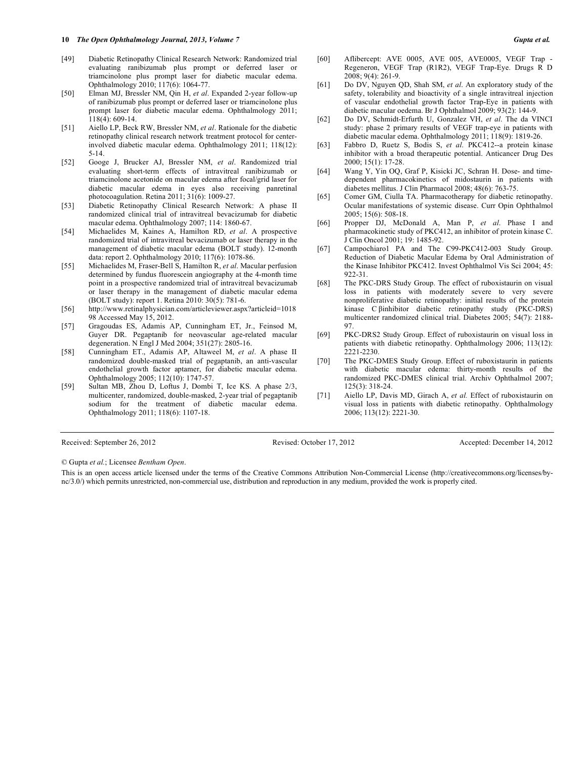[49] Diabetic Retinopathy Clinical Research Network: Randomized trial evaluating ranibizumab plus prompt or deferred laser or triamcinolone plus prompt laser for diabetic macular edema. Ophthalmology 2010; 117(6): 1064-77.

[50] Elman MJ, Bressler NM, Qin H, *et al*. Expanded 2-year follow-up of ranibizumab plus prompt or deferred laser or triamcinolone plus prompt laser for diabetic macular edema. Ophthalmology 2011; 118(4): 609-14.

[51] Aiello LP, Beck RW, Bressler NM, *et al*. Rationale for the diabetic retinopathy clinical research network treatment protocol for center-involved diabetic macular edema. Ophthalmology 2011; 118(12): 5-14.

[52] Googe J, Brucker AJ, Bressler NM, *et al*. Randomized trial evaluating short-term effects of intravitreal ranibizumab or triamcinolone acetonide on macular edema after focal/grid laser for diabetic macular edema in eyes also receiving panretinal photocoagulation. Retina 2011; 31(6): 1009-27.

[53] Diabetic Retinopathy Clinical Research Network: A phase II randomized clinical trial of intravitreal bevacizumab for diabetic macular edema. Ophthalmology 2007; 114: 1860-67.

[54] Michaelides M, Kaines A, Hamilton RD, *et al*. A prospective randomized trial of intravitreal bevacizumab or laser therapy in the management of diabetic macular edema (BOLT study). 12-month data: report 2. Ophthalmology 2010; 117(6): 1078-86.

[55] Michaelides M, Fraser-Bell S, Hamilton R, *et al*. Macular perfusion determined by fundus fluorescein angiography at the 4-month time point in a prospective randomized trial of intravitreal bevacizumab or laser therapy in the management of diabetic macular edema (BOLT study): report 1. Retina 2010: 30(5): 781-6.

[56] http://www.retinalphysician.com/articleviewer.aspx?articleid=101898 Accessed May 15, 2012.

[57] Gragoudas ES, Adamis AP, Cunningham ET, Jr., Feinsod M, Guyer DR. Pegaptanib for neovascular age-related macular degeneration. N Engl J Med 2004; 351(27): 2805-16.

[58] Cunningham ET., Adamis AP, Altaweel M, *et al*. A phase II randomized double-masked trial of pegaptanib, an anti-vascular endothelial growth factor aptamer, for diabetic macular edema. Ophthalmology 2005; 112(10): 1747-57.

[59] Sultan MB, Zhou D, Loftus J, Dombi T, Ice KS. A phase 2/3, multicenter, randomized, double-masked, 2-year trial of pegaptanib sodium for the treatment of diabetic macular edema. Ophthalmology 2011; 118(6): 1107-18.

[60] Aflibercept: AVE 0005, AVE 005, AVE0005, VEGF Trap - Regeneron, VEGF Trap (R1R2), VEGF Trap-Eye. Drugs R D 2008; 9(4): 261-9.

[61] Do DV, Nguyen QD, Shah SM, *et al*. An exploratory study of the safety, tolerability and bioactivity of a single intravitreal injection of vascular endothelial growth factor Trap-Eye in patients with diabetic macular oedema. Br J Ophthalmol 2009; 93(2): 144-9.

[62] Do DV, Schmidt-Erfurth U, Gonzalez VH, *et al*. The da VINCI study: phase 2 primary results of VEGF trap-eye in patients with diabetic macular edema. Ophthalmology 2011; 118(9): 1819-26.

[63] Fabbro D, Ruetz S, Bodis S, *et al*. PKC412--a protein kinase inhibitor with a broad therapeutic potential. Anticancer Drug Des 2000; 15(1): 17-28.

[64] Wang Y, Yin OQ, Graf P, Kisicki JC, Schran H. Dose- and time-dependent pharmacokinetics of midostaurin in patients with diabetes mellitus. J Clin Pharmacol 2008; 48(6): 763-75.

[65] Comer GM, Ciulla TA. Pharmacotherapy for diabetic retinopathy. Ocular manifestations of systemic disease. Curr Opin Ophthalmol 2005; 15(6): 508-18.

[66] Propper DJ, McDonald A, Man P, *et al*. Phase I and pharmacokinetic study of PKC412, an inhibitor of protein kinase C. J Clin Oncol 2001; 19: 1485-92.

[67] Campochiaro1 PA and The C99-PKC412-003 Study Group. Reduction of Diabetic Macular Edema by Oral Administration of the Kinase Inhibitor PKC412. Invest Ophthalmol Vis Sci 2004; 45: 922-31.

[68] The PKC-DRS Study Group. The effect of ruboxistaurin on visual loss in patients with moderately severe to very severe nonproliferative diabetic retinopathy: initial results of the protein kinase C βinhibitor diabetic retinopathy study (PKC-DRS) multicenter randomized clinical trial. Diabetes 2005; 54(7): 2188-97.

[69] PKC-DRS2 Study Group. Effect of ruboxistaurin on visual loss in patients with diabetic retinopathy. Ophthalmology 2006; 113(12): 2221-2230.

[70] The PKC-DMES Study Group. Effect of ruboxistaurin in patients with diabetic macular edema: thirty-month results of the randomized PKC-DMES clinical trial. Archiv Ophthalmol 2007; 125(3): 318-24.

[71] Aiello LP, Davis MD, Girach A, *et al.* Effect of ruboxistaurin on visual loss in patients with diabetic retinopathy. Ophthalmology 2006; 113(12): 2221-30.

Received: September 26, 2012 Revised: October 17, 2012 Accepted: December 14, 2012

© Gupta *et al.*; Licensee *Bentham Open*.

This is an open access article licensed under the terms of the Creative Commons Attribution Non-Commercial License (http://creativecommons.org/licenses/by-nc/3.0/) which permits unrestricted, non-commercial use, distribution and reproduction in any medium, provided the work is properly cited.